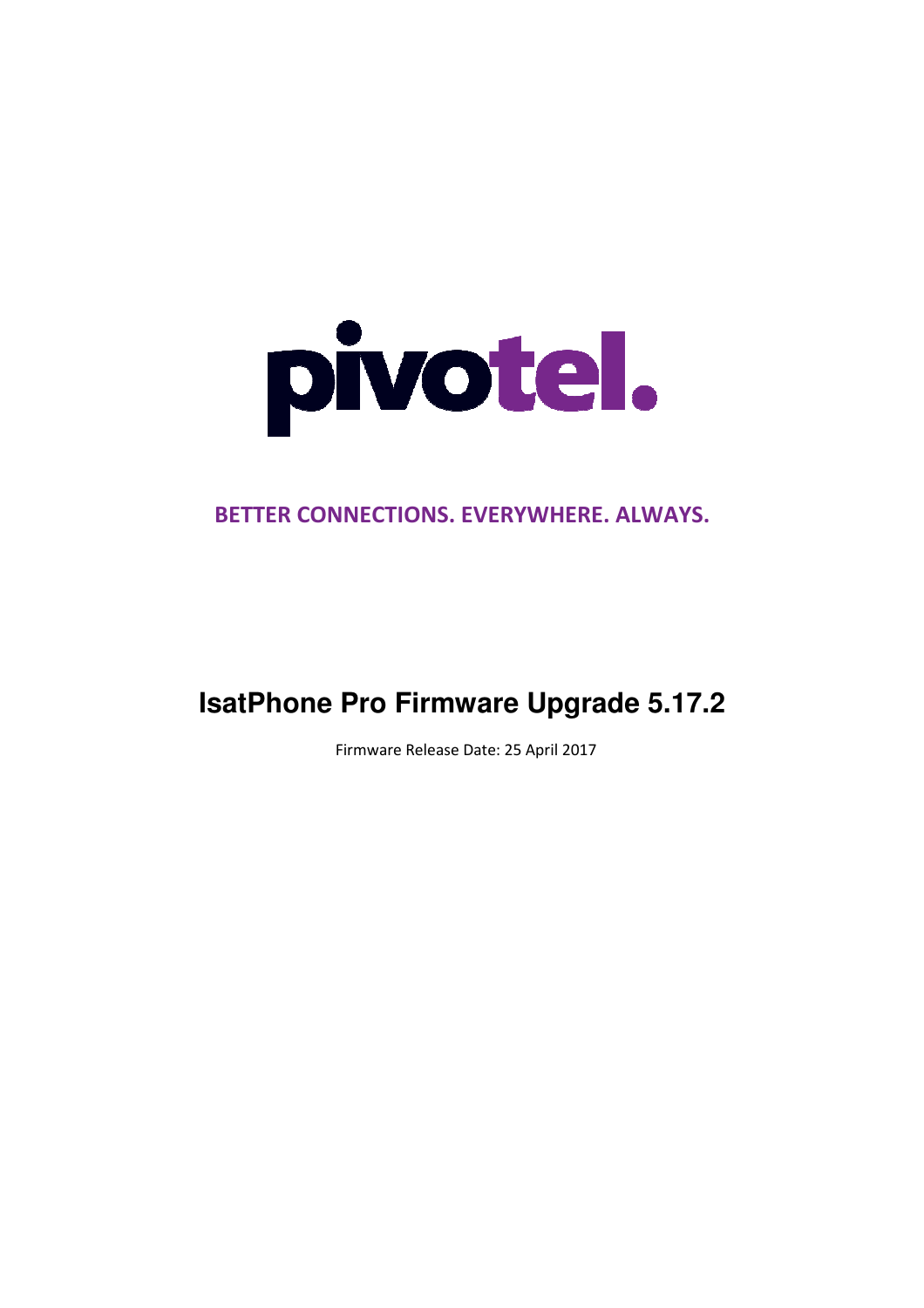pivotel.

**BETTER CONNECTIONS. EVERYWHERE. ALWAYS.**

# IsatPhone Pro Firmware Upgrade 5.17.2

Firmware Release Date: 25 April 2017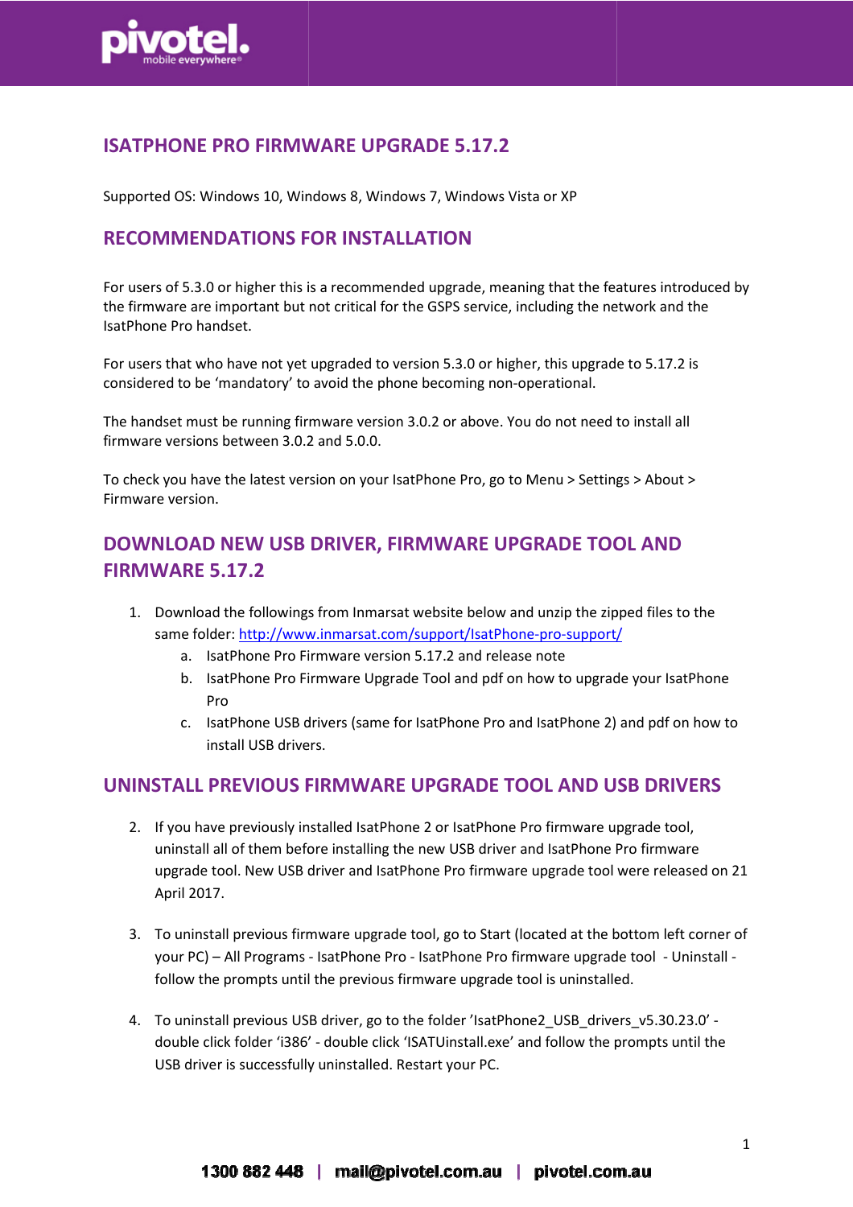# ISATPHONE PRO FIRMWARE UPGRADE 5.17.2

Supported OS: Windows 10, Windows 8, Windows 7, Windows Vista or XP

## RECOMMENDATIONS FOR INSTALLATION

For users of 5.3.0 or higher this is a recommended upgrade, meaning that the features introduced by the firmware are important but not critical for the GSPS service, including the network and the IsatPhone Pro handset.

For users that who have not yet upgraded to version 5.3.0 or higher, this upgrade to 5.17.2 is considered to be 'mandatory' to avoid the phone becoming non-operational.

The handset must be running firmware version 3.0.2 or above. You do not need to install all firmware versions between 3.0.2 and 5.0.0.

To check you have the latest version on your IsatPhone Pro, go to Menu > Settings > About > Firmware version.

## DOWNLOAD NEW USB DRIVER, FIRMWARE UPGRADE TOOL AND FIRMWARE 5.17.2

1. Download the followings from Inmarsat website below and unzip the zipped files to the same folder: [http://www.inmarsat.com/support/IsatPhone-pro-support/](http://www.inmarsat.com/support/IsatPhone-pro-support/)
    a. IsatPhone Pro Firmware version 5.17.2 and release note
    b. IsatPhone Pro Firmware Upgrade Tool and pdf on how to upgrade your IsatPhone Pro
    c. IsatPhone USB drivers (same for IsatPhone Pro and IsatPhone 2) and pdf on how to install USB drivers.

## UNINSTALL PREVIOUS FIRMWARE UPGRADE TOOL AND USB DRIVERS

2. If you have previously installed IsatPhone 2 or IsatPhone Pro firmware upgrade tool, uninstall all of them before installing the new USB driver and IsatPhone Pro firmware upgrade tool. New USB driver and IsatPhone Pro firmware upgrade tool were released on 21 April 2017.

3. To uninstall previous firmware upgrade tool, go to Start (located at the bottom left corner of your PC) – All Programs - IsatPhone Pro - IsatPhone Pro firmware upgrade tool - Uninstall - follow the prompts until the previous firmware upgrade tool is uninstalled.

4. To uninstall previous USB driver, go to the folder 'IsatPhone2_USB_drivers_v5.30.23.0' - double click folder 'i386' - double click 'ISATUinstall.exe' and follow the prompts until the USB driver is successfully uninstalled. Restart your PC.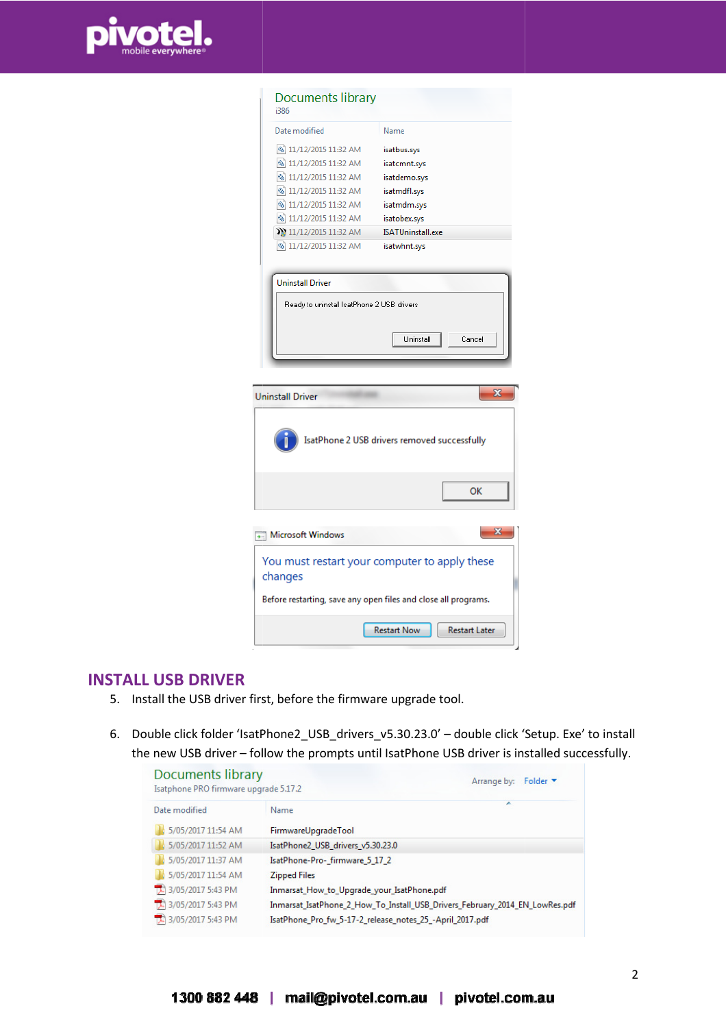## INSTALL USB DRIVER

5. Install the USB driver first, before the firmware upgrade tool.

6. Double click folder 'IsatPhone2_USB_drivers_v5.30.23.0' – double click 'Setup. Exe' to install the new USB driver – follow the prompts until IsatPhone USB driver is installed successfully.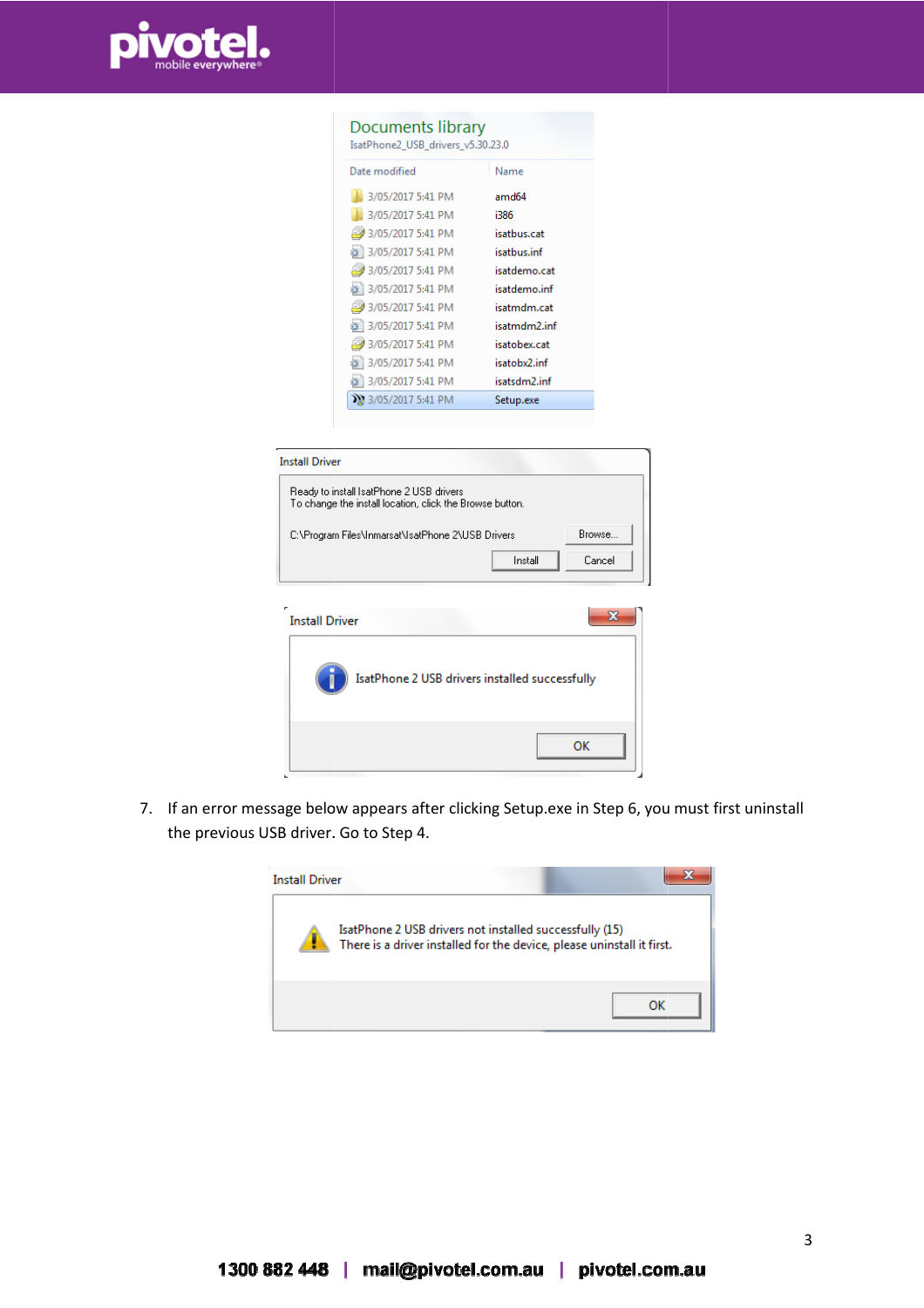Documents library
IsatPhone2_USB_drivers_v5.30.23.0

| Date modified | Name |
| --- | --- |
| 3/05/2017 5:41 PM | amd64 |
| 3/05/2017 5:41 PM | i386 |
| 3/05/2017 5:41 PM | isatbus.cat |
| 3/05/2017 5:41 PM | isatbus.inf |
| 3/05/2017 5:41 PM | isatdemo.cat |
| 3/05/2017 5:41 PM | isatdemo.inf |
| 3/05/2017 5:41 PM | isatmdm.cat |
| 3/05/2017 5:41 PM | isatmdm2.inf |
| 3/05/2017 5:41 PM | isatobex.cat |
| 3/05/2017 5:41 PM | isatobx2.inf |
| 3/05/2017 5:41 PM | isatsdm2.inf |
| 3/05/2017 5:41 PM | Setup.exe |

Install Driver

Ready to install IsatPhone 2 USB drivers
To change the install location, click the Browse button.

C:\Program Files\Inmarsat\IsatPhone 2\USB Drivers

Browse... Install Cancel

Install Driver

IsatPhone 2 USB drivers installed successfully

OK

7. If an error message below appears after clicking Setup.exe in Step 6, you must first uninstall the previous USB driver. Go to Step 4.

Install Driver

IsatPhone 2 USB drivers not installed successfully (15)
There is a driver installed for the device, please uninstall it first.

OK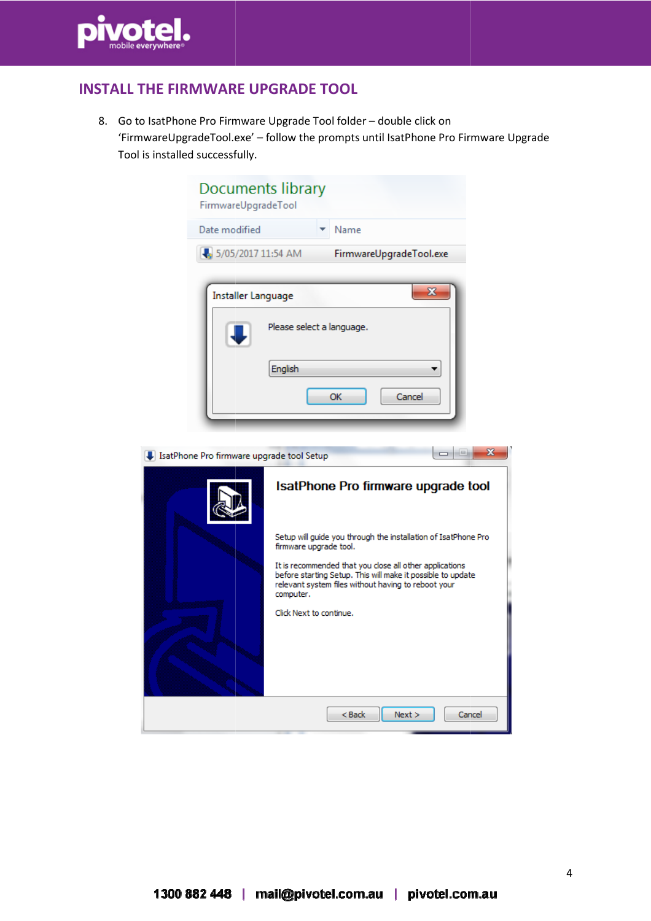## INSTALL THE FIRMWARE UPGRADE TOOL

8. Go to IsatPhone Pro Firmware Upgrade Tool folder – double click on 'FirmwareUpgradeTool.exe' – follow the prompts until IsatPhone Pro Firmware Upgrade Tool is installed successfully.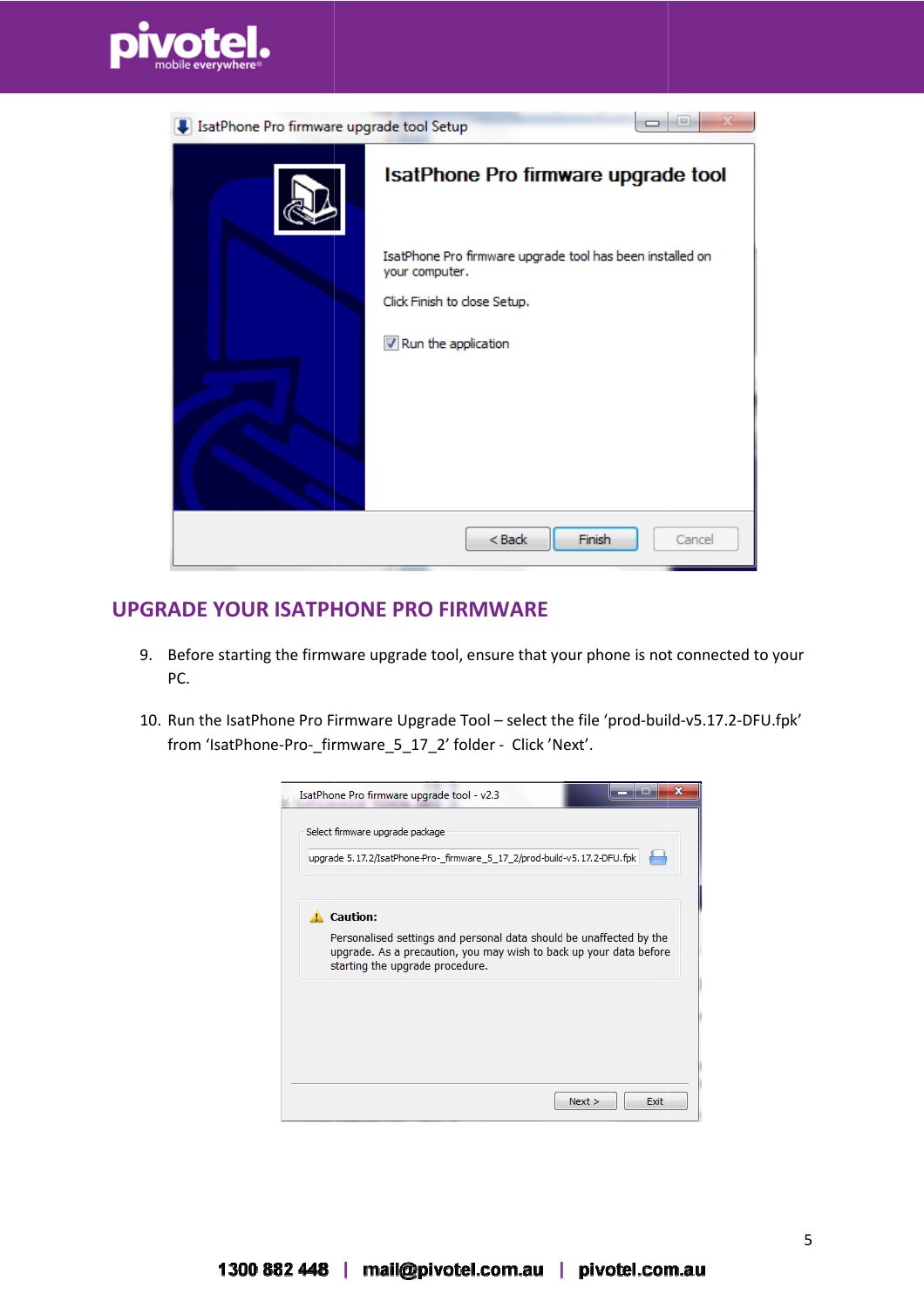## UPGRADE YOUR ISATPHONE PRO FIRMWARE

9. Before starting the firmware upgrade tool, ensure that your phone is not connected to your PC.

10. Run the IsatPhone Pro Firmware Upgrade Tool – select the file 'prod-build-v5.17.2-DFU.fpk' from 'IsatPhone-Pro-_firmware_5_17_2' folder - Click 'Next'.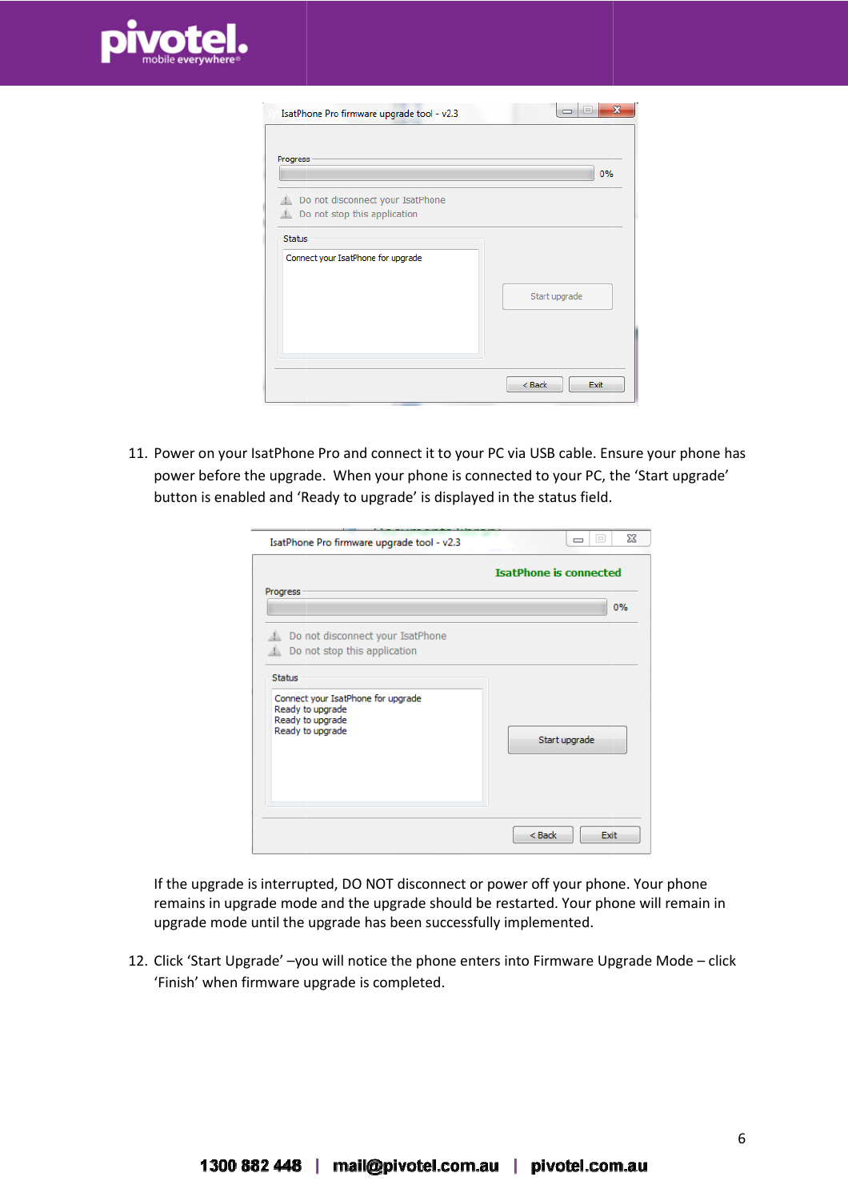11. Power on your IsatPhone Pro and connect it to your PC via USB cable. Ensure your phone has power before the upgrade. When your phone is connected to your PC, the 'Start upgrade' button is enabled and 'Ready to upgrade' is displayed in the status field.

    If the upgrade is interrupted, DO NOT disconnect or power off your phone. Your phone remains in upgrade mode and the upgrade should be restarted. Your phone will remain in upgrade mode until the upgrade has been successfully implemented.

12. Click 'Start Upgrade' –you will notice the phone enters into Firmware Upgrade Mode – click 'Finish' when firmware upgrade is completed.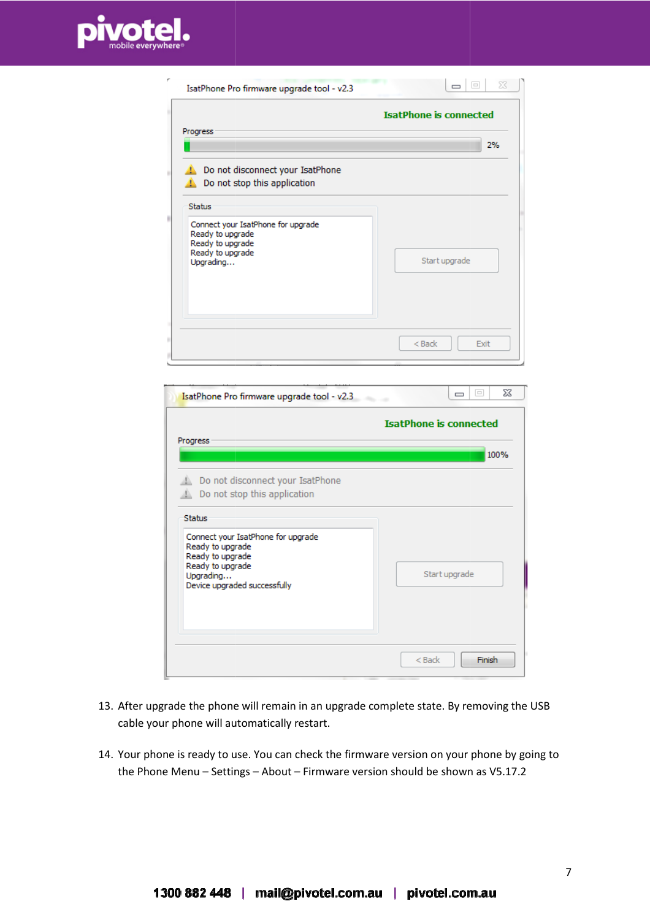13. After upgrade the phone will remain in an upgrade complete state. By removing the USB cable your phone will automatically restart.

14. Your phone is ready to use. You can check the firmware version on your phone by going to the Phone Menu – Settings – About – Firmware version should be shown as V5.17.2